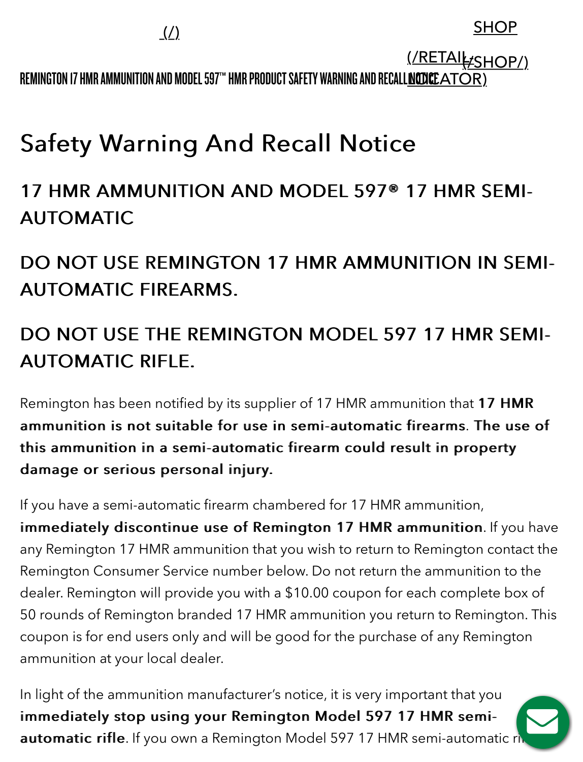REMINGTON 17 HMR AMMUNITION AND MODEL 597™ HMR PRODUCT SAFETY WARNING AND RECALL NOTICE

# Safety Warning And Recall Notice

## 17 HMR AMMUNITION AND MODEL 597® 17 HMR SEMI-AUTOMATIC

## DO NOT USE REMINGTON 17 HMR AMMUNITION IN SEMI-AUTOMATIC FIREARMS.

## DO NOT USE THE REMINGTON MODEL 597 17 HMR SEMI-AUTOMATIC RIFLE.

Remington has been notified by its supplier of 17 HMR ammunition that **17 HMR ammunition is not suitable for use in semi-automatic firearms**. **The use of this ammunition in a semi-automatic firearm could result in property damage or serious personal injury.**

If you have a semi-automatic firearm chambered for 17 HMR ammunition, **immediately discontinue use of Remington 17 HMR ammunition**. If you have any Remington 17 HMR ammunition that you wish to return to Remington contact the Remington Consumer Service number below. Do not return the ammunition to the dealer. Remington will provide you with a $10.00 coupon for each complete box of 50 rounds of Remington branded 17 HMR ammunition you return to Remington. This coupon is for end users only and will be good for the purchase of any Remington ammunition at your local dealer.

In light of the ammunition manufacturer's notice, it is very important that you **immediately stop using your Remington Model 597 17 HMR semi-automatic rifle**. If you own a Remington Model 597 17 HMR semi-automatic ri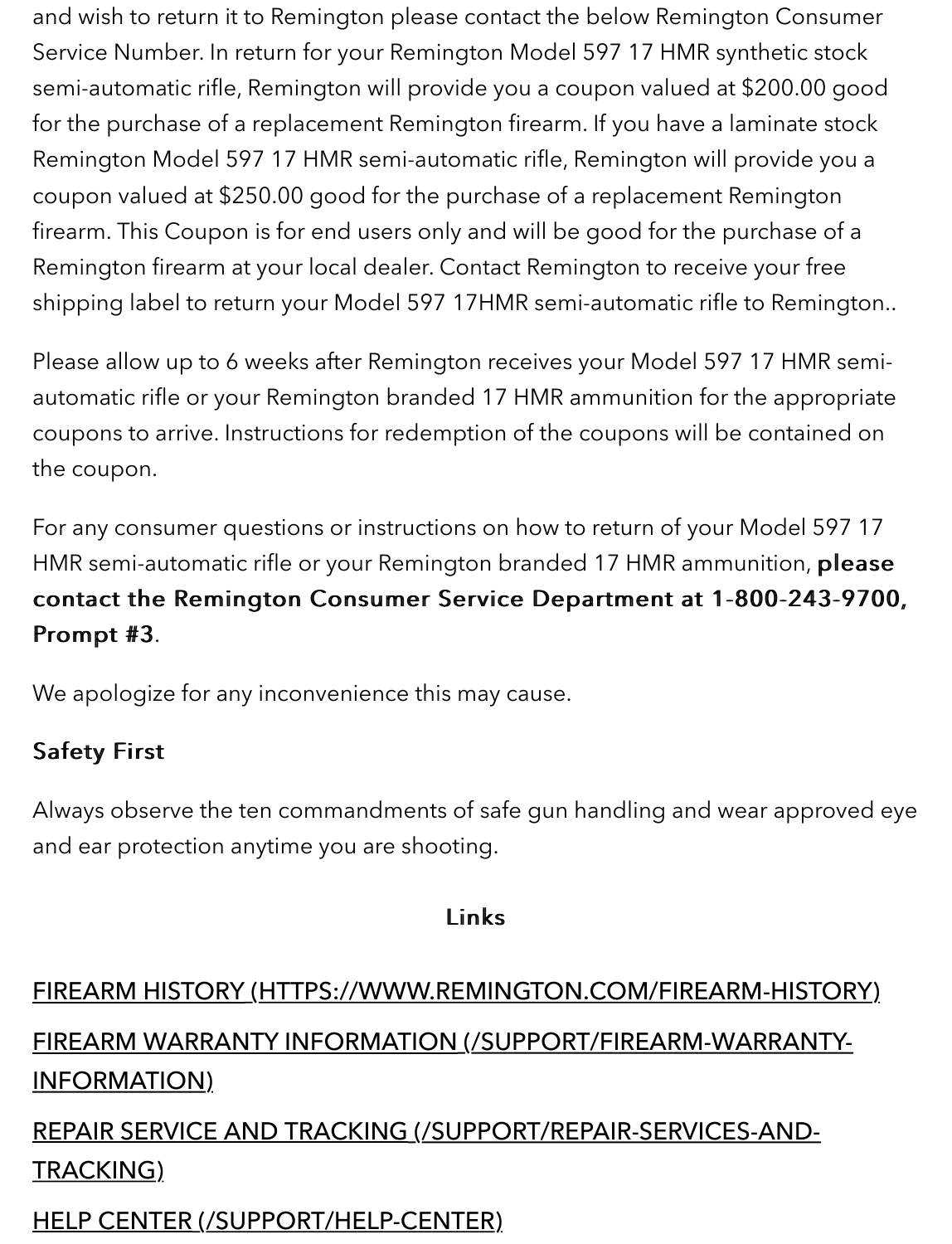and wish to return it to Remington please contact the below Remington Consumer Service Number. In return for your Remington Model 597 17 HMR synthetic stock semi-automatic rifle, Remington will provide you a coupon valued at $200.00 good for the purchase of a replacement Remington firearm. If you have a laminate stock Remington Model 597 17 HMR semi-automatic rifle, Remington will provide you a coupon valued at $250.00 good for the purchase of a replacement Remington firearm. This Coupon is for end users only and will be good for the purchase of a Remington firearm at your local dealer. Contact Remington to receive your free shipping label to return your Model 597 17HMR semi-automatic rifle to Remington..

Please allow up to 6 weeks after Remington receives your Model 597 17 HMR semi-automatic rifle or your Remington branded 17 HMR ammunition for the appropriate coupons to arrive. Instructions for redemption of the coupons will be contained on the coupon.

For any consumer questions or instructions on how to return of your Model 597 17 HMR semi-automatic rifle or your Remington branded 17 HMR ammunition, **please contact the Remington Consumer Service Department at 1-800-243-9700, Prompt #3**.

We apologize for any inconvenience this may cause.

**Safety First**

Always observe the ten commandments of safe gun handling and wear approved eye and ear protection anytime you are shooting.

**Links**

[FIREARM HISTORY (HTTPS://WWW.REMINGTON.COM/FIREARM-HISTORY)](https://www.remington.com/firearm-history)

[FIREARM WARRANTY INFORMATION (/SUPPORT/FIREARM-WARRANTY-INFORMATION)](/support/firearm-warranty-information)

[REPAIR SERVICE AND TRACKING (/SUPPORT/REPAIR-SERVICES-AND-TRACKING)](/support/repair-services-and-tracking)

[HELP CENTER (/SUPPORT/HELP-CENTER)](/support/help-center)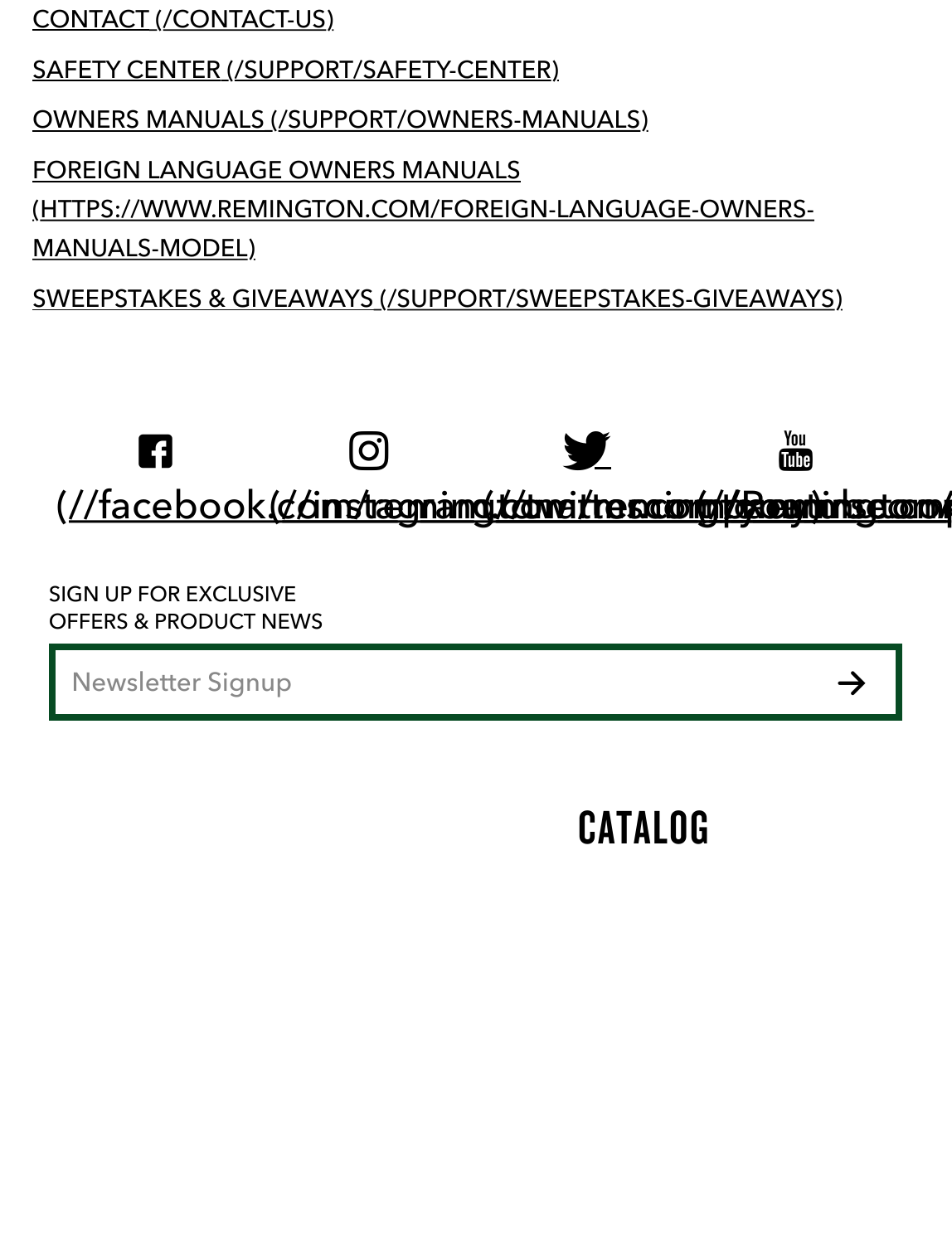CONTACT (/CONTACT-US)

SAFETY CENTER (/SUPPORT/SAFETY-CENTER)

OWNERS MANUALS (/SUPPORT/OWNERS-MANUALS)

FOREIGN LANGUAGE OWNERS MANUALS (HTTPS://WWW.REMINGTON.COM/FOREIGN-LANGUAGE-OWNERS-MANUALS-MODEL)

SWEEPSTAKES & GIVEAWAYS (/SUPPORT/SWEEPSTAKES-GIVEAWAYS)

(//facebook.com/remington) (//instagram.com/remington) (//twitter.com/remington) (//youtube.com/remington)

SIGN UP FOR EXCLUSIVE OFFERS & PRODUCT NEWS

Newsletter Signup

# CATALOG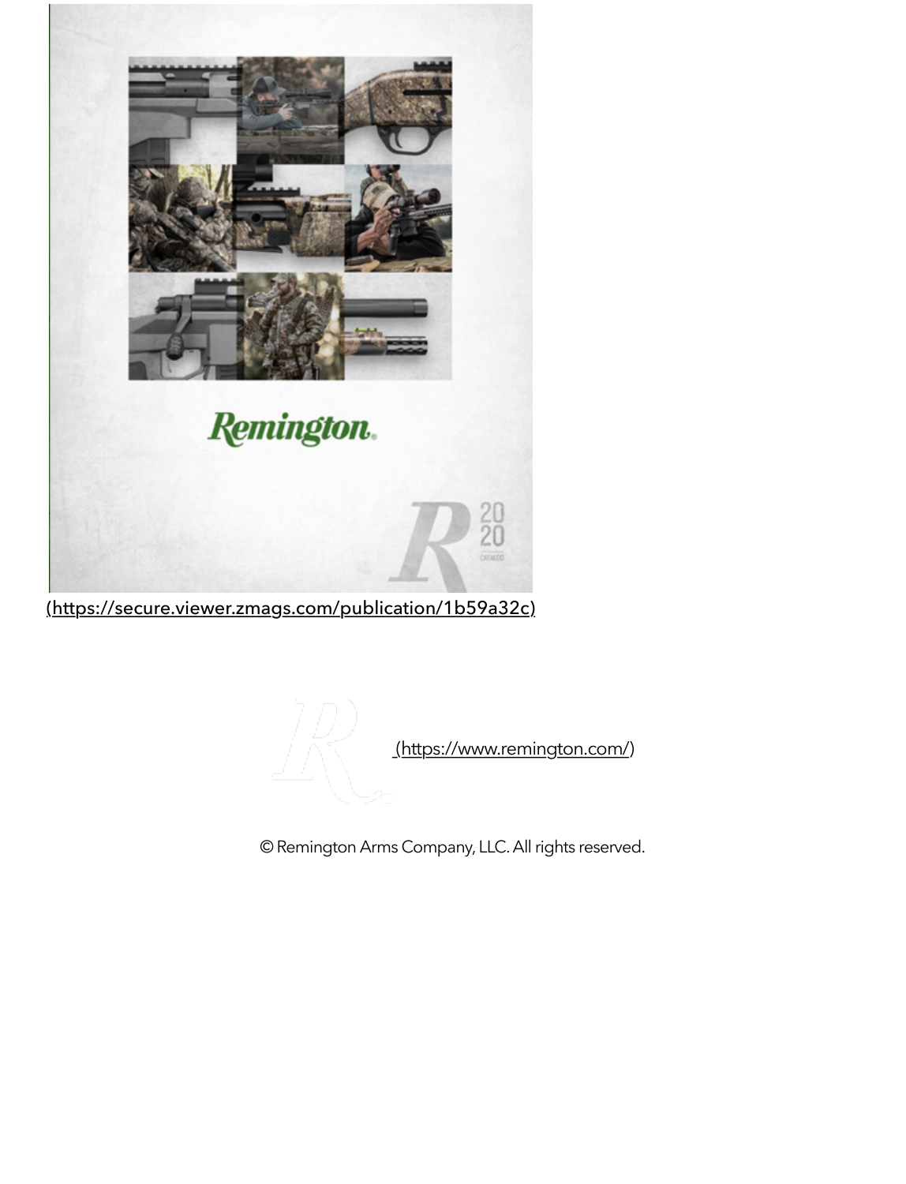(https://secure.viewer.zmags.com/publication/1b59a32c)

(https://www.remington.com/)

© Remington Arms Company, LLC. All rights reserved.